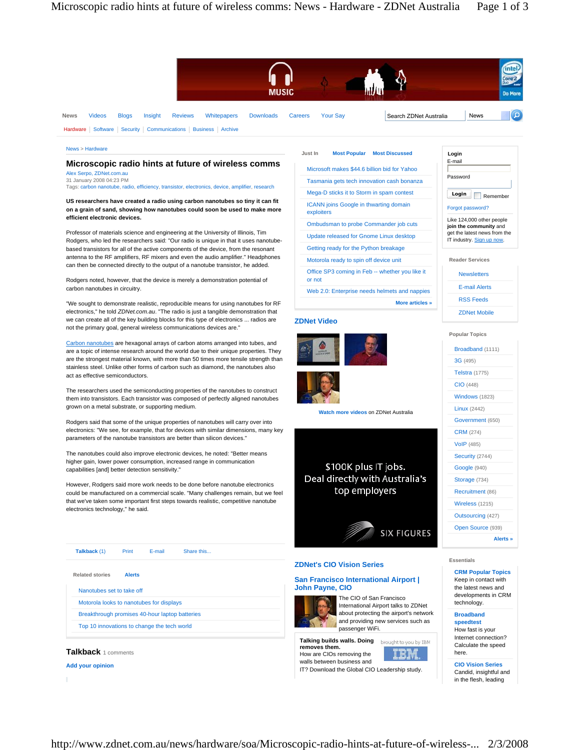News | Videos | Blogs | Insight | Reviews | Whitepapers | Downloads | Careers | Your Say

Hardware | Software | Security | Communications | Business | Archive

News > Hardware

# Microscopic radio hints at future of wireless comms

Alex Serpo, ZDNet.com.au
31 January 2008 04:23 PM
Tags: carbon nanotube, radio, efficiency, transistor, electronics, device, amplifier, research

**US researchers have created a radio using carbon nanotubes so tiny it can fit on a grain of sand, showing how nanotubes could soon be used to make more efficient electronic devices.**

Professor of materials science and engineering at the University of Illinois, Tim Rodgers, who led the researchers said: "Our radio is unique in that it uses nanotube-based transistors for all of the active components of the device, from the resonant antenna to the RF amplifiers, RF mixers and even the audio amplifier." Headphones can then be connected directly to the output of a nanotube transistor, he added.

Rodgers noted, however, that the device is merely a demonstration potential of carbon nanotubes in circuitry.

"We sought to demonstrate realistic, reproducible means for using nanotubes for RF electronics," he told *ZDNet.com.au*. "The radio is just a tangible demonstration that we can create all of the key building blocks for this type of electronics ... radios are not the primary goal, general wireless communications devices are."

Carbon nanotubes are hexagonal arrays of carbon atoms arranged into tubes, and are a topic of intense research around the world due to their unique properties. They are the strongest material known, with more than 50 times more tensile strength than stainless steel. Unlike other forms of carbon such as diamond, the nanotubes also act as effective semiconductors.

The researchers used the semiconducting properties of the nanotubes to construct them into transistors. Each transistor was composed of perfectly aligned nanotubes grown on a metal substrate, or supporting medium.

Rodgers said that some of the unique properties of nanotubes will carry over into electronics: "We see, for example, that for devices with similar dimensions, many key parameters of the nanotube transistors are better than silicon devices."

The nanotubes could also improve electronic devices, he noted: "Better means higher gain, lower power consumption, increased range in communication capabilities [and] better detection sensitivity."

However, Rodgers said more work needs to be done before nanotube electronics could be manufactured on a commercial scale. "Many challenges remain, but we feel that we've taken some important first steps towards realistic, competitive nanotube electronics technology," he said.

Talkback (1) | Print | E-mail | Share this...

Related stories | Alerts

- Nanotubes set to take off
- Motorola looks to nanotubes for displays
- Breakthrough promises 40-hour laptop batteries
- Top 10 innovations to change the tech world

## Talkback 1 comments

Add your opinion

---

Just In | Most Popular | Most Discussed

- Microsoft makes $44.6 billion bid for Yahoo
- Tasmania gets tech innovation cash bonanza
- Mega-D sticks it to Storm in spam contest
- ICANN joins Google in thwarting domain exploiters
- Ombudsman to probe Commander job cuts
- Update released for Gnome Linux desktop
- Getting ready for the Python breakage
- Motorola ready to spin off device unit
- Office SP3 coming in Feb -- whether you like it or not
- Web 2.0: Enterprise needs helmets and nappies

More articles »

## ZDNet Video

Watch more videos on ZDNet Australia

$100K plus IT jobs. Deal directly with Australia's top employers — SIX FIGURES

## ZDNet's CIO Vision Series

### San Francisco International Airport | John Payne, CIO

The CIO of San Francisco International Airport talks to ZDNet about protecting the airport's network and providing new services such as passenger WiFi.

**Talking builds walls. Doing removes them.** brought to you by IBM
How are CIOs removing the walls between business and IT? Download the Global CIO Leadership study.

---

**Login**
E-mail
Password
Login | Remember
Forgot password?

Like 124,000 other people **join the community** and get the latest news from the IT industry. Sign up now.

**Reader Services**

- Newsletters
- E-mail Alerts
- RSS Feeds
- ZDNet Mobile

**Popular Topics**

- Broadband (1111)
- 3G (495)
- Telstra (1775)
- CIO (448)
- Windows (1823)
- Linux (2442)
- Government (650)
- CRM (274)
- VoIP (485)
- Security (2744)
- Google (940)
- Storage (734)
- Recruitment (86)
- Wireless (1215)
- Outsourcing (427)
- Open Source (939)

Alerts »

**Essentials**

**CRM Popular Topics**
Keep in contact with the latest news and developments in CRM technology.

**Broadband speedtest**
How fast is your Internet connection? Calculate the speed here.

**CIO Vision Series**
Candid, insightful and in the flesh, leading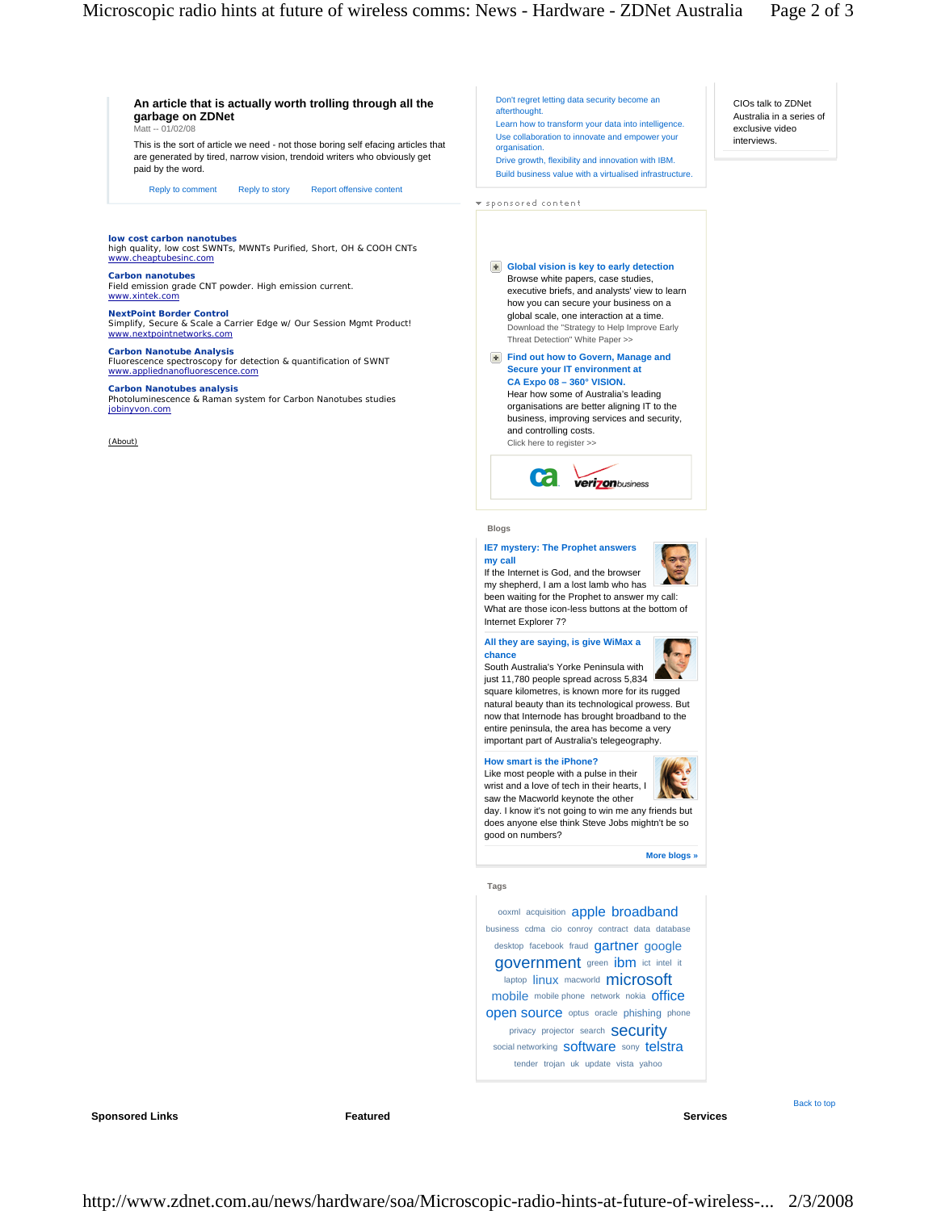**An article that is actually worth trolling through all the garbage on ZDNet**
Matt -- 01/02/08

This is the sort of article we need - not those boring self efacing articles that are generated by tired, narrow vision, trendoid writers who obviously get paid by the word.

Reply to comment | Reply to story | Report offensive content

**low cost carbon nanotubes**
high quality, low cost SWNTs, MWNTs Purified, Short, OH & COOH CNTs
www.cheaptubesinc.com

**Carbon nanotubes**
Field emission grade CNT powder. High emission current.
www.xintek.com

**NextPoint Border Control**
Simplify, Secure & Scale a Carrier Edge w/ Our Session Mgmt Product!
www.nextpointnetworks.com

**Carbon Nanotube Analysis**
Fluorescence spectroscopy for detection & quantification of SWNT
www.appliednanofluorescence.com

**Carbon Nanotubes analysis**
Photoluminescence & Raman system for Carbon Nanotubes studies
jobinyvon.com

(About)

Don't regret letting data security become an afterthought.
Learn how to transform your data into intelligence.
Use collaboration to innovate and empower your organisation.
Drive growth, flexibility and innovation with IBM.
Build business value with a virtualised infrastructure.

sponsored content

**Global vision is key to early detection**
Browse white papers, case studies, executive briefs, and analysts' view to learn how you can secure your business on a global scale, one interaction at a time.
Download the "Strategy to Help Improve Early Threat Detection" White Paper >>

**Find out how to Govern, Manage and Secure your IT environment at CA Expo 08 – 360° VISION.**
Hear how some of Australia's leading organisations are better aligning IT to the business, improving services and security, and controlling costs.
Click here to register >>

CIOs talk to ZDNet Australia in a series of exclusive video interviews.

### Blogs

**IE7 mystery: The Prophet answers my call**
If the Internet is God, and the browser my shepherd, I am a lost lamb who has been waiting for the Prophet to answer my call: What are those icon-less buttons at the bottom of Internet Explorer 7?

**All they are saying, is give WiMax a chance**
South Australia's Yorke Peninsula with just 11,780 people spread across 5,834 square kilometres, is known more for its rugged natural beauty than its technological prowess. But now that Internode has brought broadband to the entire peninsula, the area has become a very important part of Australia's telegeography.

**How smart is the iPhone?**
Like most people with a pulse in their wrist and a love of tech in their hearts, I saw the Macworld keynote the other day. I know it's not going to win me any friends but does anyone else think Steve Jobs mightn't be so good on numbers?

**More blogs »**

### Tags

ooxml acquisition apple broadband business cdma cio conroy contract data database desktop facebook fraud gartner google government green ibm ict intel it laptop linux macworld microsoft mobile mobile phone network nokia office open source optus oracle phishing phone privacy projector search security social networking software sony telstra tender trojan uk update vista yahoo

Back to top

**Sponsored Links** | **Featured** | **Services**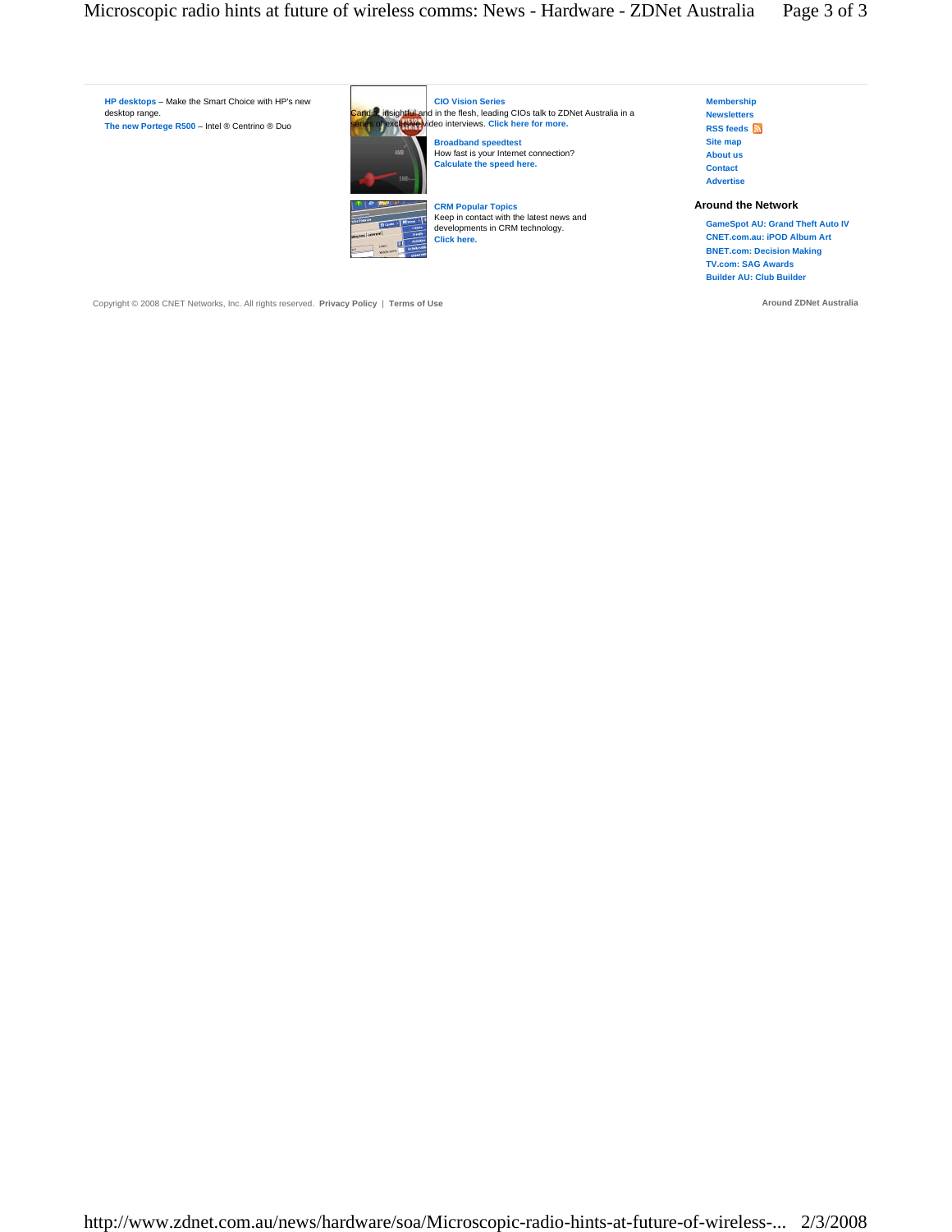**HP desktops** – Make the Smart Choice with HP's new desktop range.

**The new Portege R500** – Intel ® Centrino ® Duo

**CIO Vision Series**
Candid, insightful and in the flesh, leading CIOs talk to ZDNet Australia in a series of exclusive video interviews. **Click here for more.**

**Broadband speedtest**
How fast is your Internet connection?
**Calculate the speed here.**

**CRM Popular Topics**
Keep in contact with the latest news and developments in CRM technology.
**Click here.**

**Membership**
**Newsletters**
**RSS feeds**
**Site map**
**About us**
**Contact**
**Advertise**

### Around the Network

**GameSpot AU: Grand Theft Auto IV**
**CNET.com.au: iPOD Album Art**
**BNET.com: Decision Making**
**TV.com: SAG Awards**
**Builder AU: Club Builder**

Copyright © 2008 CNET Networks, Inc. All rights reserved. **Privacy Policy** | **Terms of Use**

**Around ZDNet Australia**